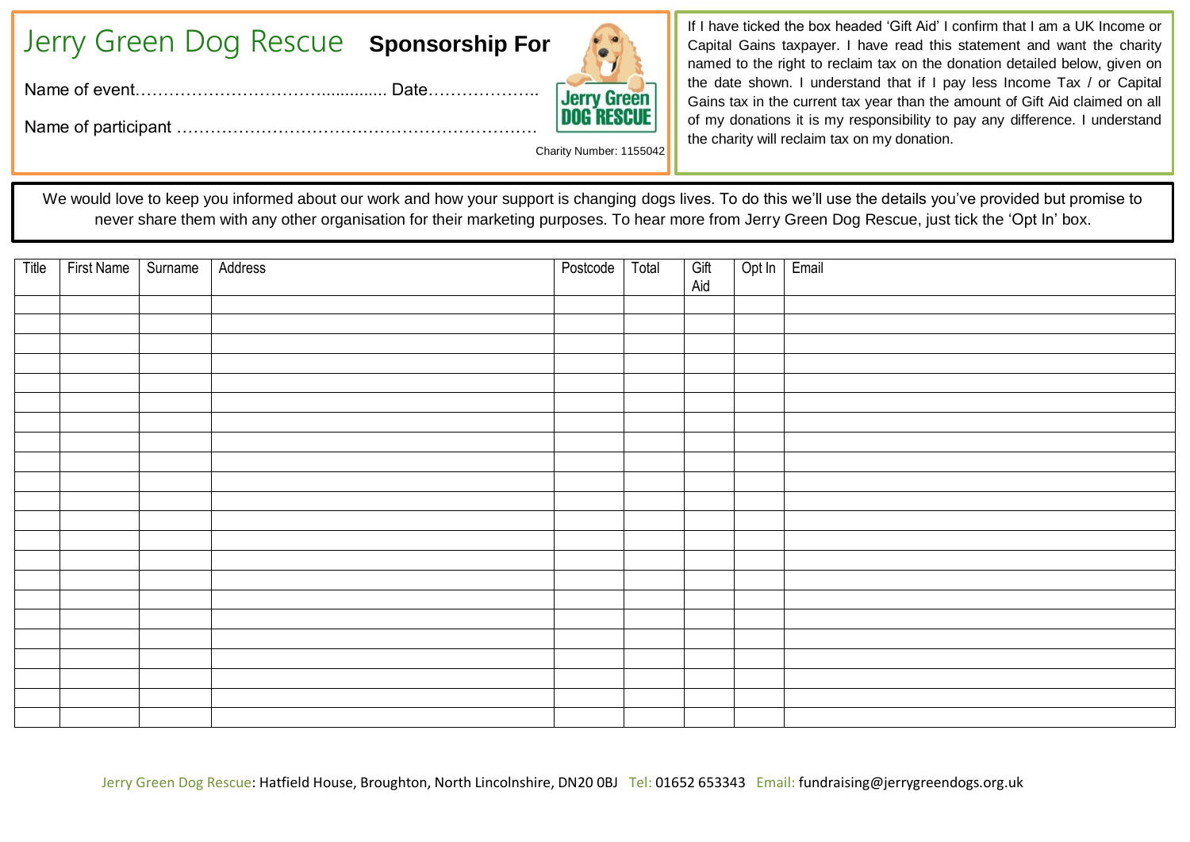# Jerry Green Dog Rescue **Sponsorship For**

Name of event…………………………….............. Date………………..

Name of participant ……………………………………………………….

Jerry Green DOG RESCUE

Charity Number: 1155042

If I have ticked the box headed ‘Gift Aid’ I confirm that I am a UK Income or Capital Gains taxpayer. I have read this statement and want the charity named to the right to reclaim tax on the donation detailed below, given on the date shown. I understand that if I pay less Income Tax / or Capital Gains tax in the current tax year than the amount of Gift Aid claimed on all of my donations it is my responsibility to pay any difference. I understand the charity will reclaim tax on my donation.

We would love to keep you informed about our work and how your support is changing dogs lives. To do this we’ll use the details you’ve provided but promise to never share them with any other organisation for their marketing purposes. To hear more from Jerry Green Dog Rescue, just tick the ‘Opt In’ box.

| Title | First Name | Surname | Address | Postcode | Total | Gift Aid | Opt In | Email |
|---|---|---|---|---|---|---|---|---|
| | | | | | | | | |
| | | | | | | | | |
| | | | | | | | | |
| | | | | | | | | |
| | | | | | | | | |
| | | | | | | | | |
| | | | | | | | | |
| | | | | | | | | |
| | | | | | | | | |
| | | | | | | | | |
| | | | | | | | | |
| | | | | | | | | |
| | | | | | | | | |
| | | | | | | | | |
| | | | | | | | | |
| | | | | | | | | |
| | | | | | | | | |
| | | | | | | | | |
| | | | | | | | | |
| | | | | | | | | |
| | | | | | | | | |
| | | | | | | | | |

Jerry Green Dog Rescue: Hatfield House, Broughton, North Lincolnshire, DN20 0BJ Tel: 01652 653343 Email: fundraising@jerrygreendogs.org.uk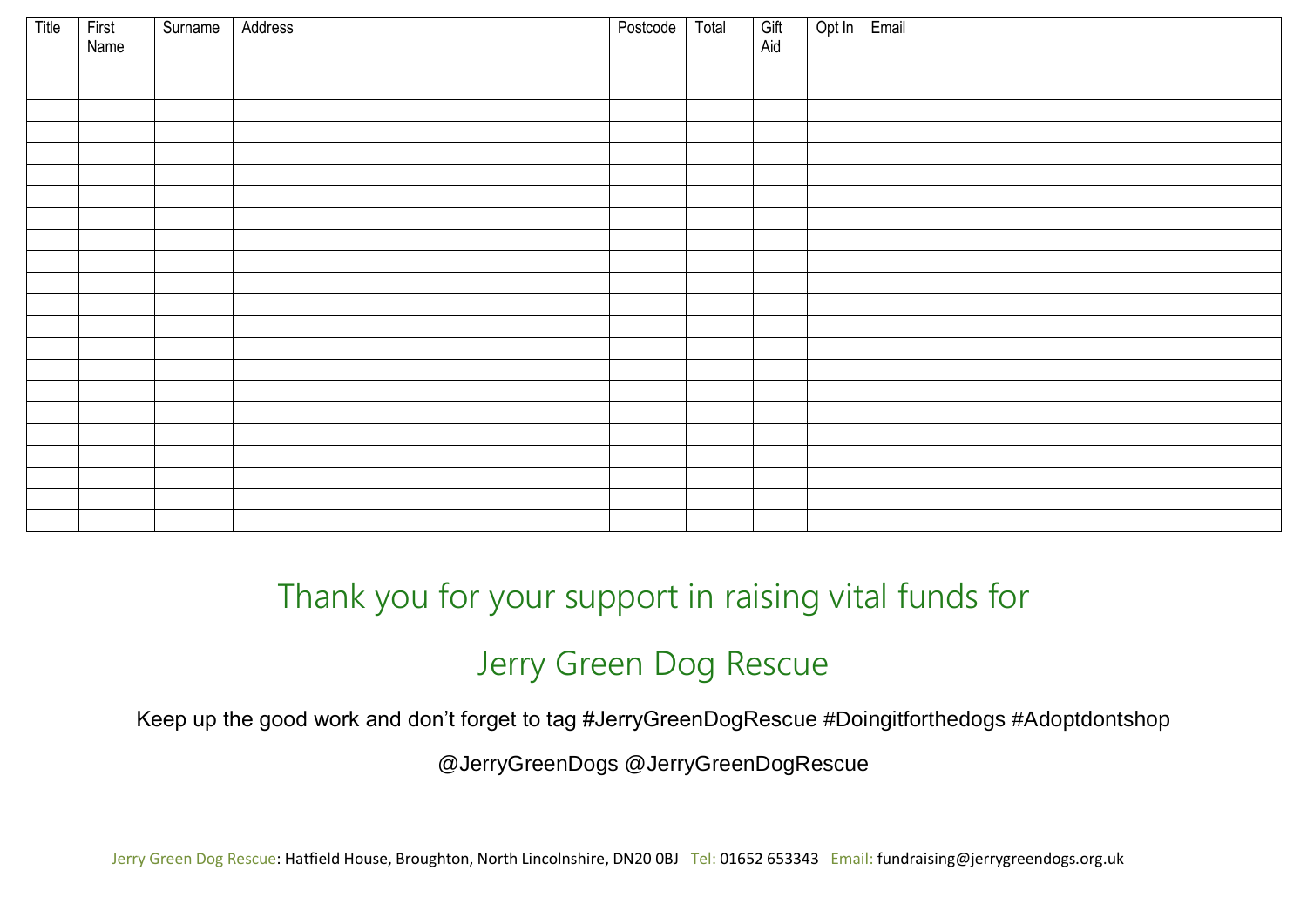| Title | First Name | Surname | Address | Postcode | Total | Gift Aid | Opt In | Email |
|---|---|---|---|---|---|---|---|---|
| | | | | | | | | |
| | | | | | | | | |
| | | | | | | | | |
| | | | | | | | | |
| | | | | | | | | |
| | | | | | | | | |
| | | | | | | | | |
| | | | | | | | | |
| | | | | | | | | |
| | | | | | | | | |
| | | | | | | | | |
| | | | | | | | | |
| | | | | | | | | |
| | | | | | | | | |
| | | | | | | | | |
| | | | | | | | | |
| | | | | | | | | |
| | | | | | | | | |
| | | | | | | | | |
| | | | | | | | | |
| | | | | | | | | |
| | | | | | | | | |

Thank you for your support in raising vital funds for

Jerry Green Dog Rescue

Keep up the good work and don't forget to tag #JerryGreenDogRescue #Doingitforthedogs #Adoptdontshop

@JerryGreenDogs @JerryGreenDogRescue

Jerry Green Dog Rescue: Hatfield House, Broughton, North Lincolnshire, DN20 0BJ Tel: 01652 653343 Email: fundraising@jerrygreendogs.org.uk